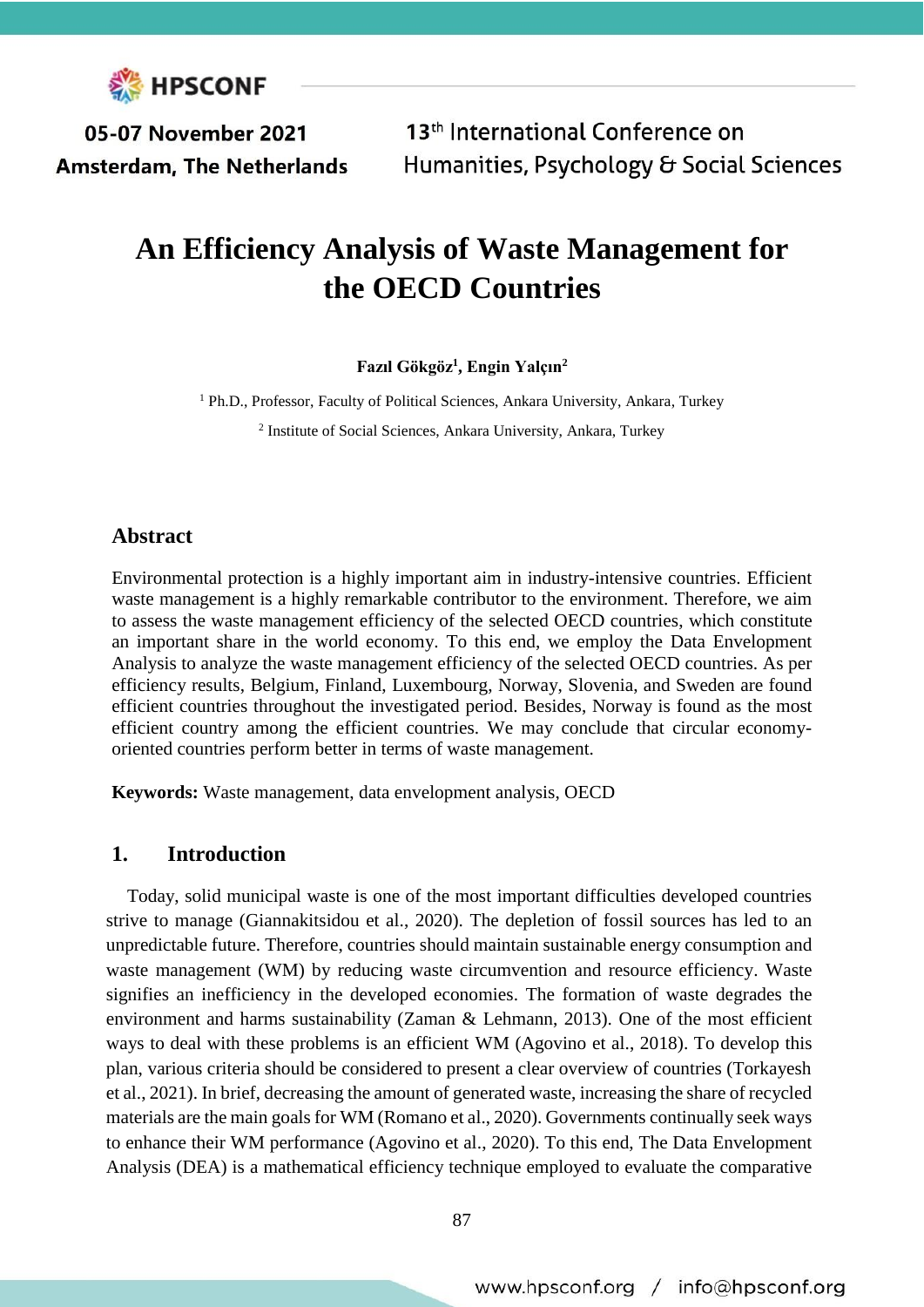# An Efficiency Analysis of Waste Management for the OECD Countries

**Fazıl Gökgöz[1], Engin Yalçın[2]**

[1] Ph.D., Professor, Faculty of Political Sciences, Ankara University, Ankara, Turkey

[2] Institute of Social Sciences, Ankara University, Ankara, Turkey

## Abstract

Environmental protection is a highly important aim in industry-intensive countries. Efficient waste management is a highly remarkable contributor to the environment. Therefore, we aim to assess the waste management efficiency of the selected OECD countries, which constitute an important share in the world economy. To this end, we employ the Data Envelopment Analysis to analyze the waste management efficiency of the selected OECD countries. As per efficiency results, Belgium, Finland, Luxembourg, Norway, Slovenia, and Sweden are found efficient countries throughout the investigated period. Besides, Norway is found as the most efficient country among the efficient countries. We may conclude that circular economy-oriented countries perform better in terms of waste management.

**Keywords:** Waste management, data envelopment analysis, OECD

## 1. Introduction

Today, solid municipal waste is one of the most important difficulties developed countries strive to manage (Giannakitsidou et al., 2020). The depletion of fossil sources has led to an unpredictable future. Therefore, countries should maintain sustainable energy consumption and waste management (WM) by reducing waste circumvention and resource efficiency. Waste signifies an inefficiency in the developed economies. The formation of waste degrades the environment and harms sustainability (Zaman & Lehmann, 2013). One of the most efficient ways to deal with these problems is an efficient WM (Agovino et al., 2018). To develop this plan, various criteria should be considered to present a clear overview of countries (Torkayesh et al., 2021). In brief, decreasing the amount of generated waste, increasing the share of recycled materials are the main goals for WM (Romano et al., 2020). Governments continually seek ways to enhance their WM performance (Agovino et al., 2020). To this end, The Data Envelopment Analysis (DEA) is a mathematical efficiency technique employed to evaluate the comparative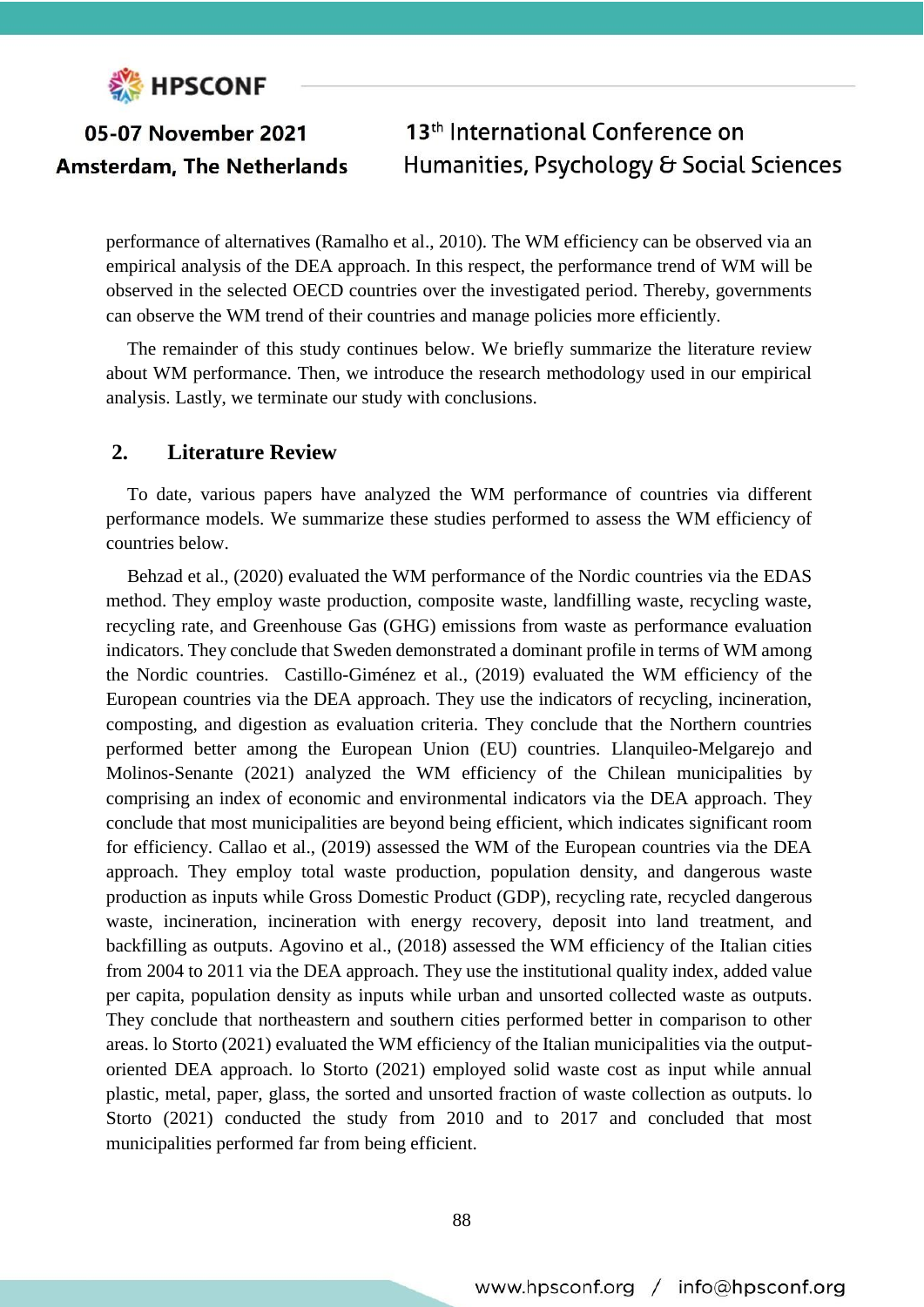performance of alternatives (Ramalho et al., 2010). The WM efficiency can be observed via an empirical analysis of the DEA approach. In this respect, the performance trend of WM will be observed in the selected OECD countries over the investigated period. Thereby, governments can observe the WM trend of their countries and manage policies more efficiently.

The remainder of this study continues below. We briefly summarize the literature review about WM performance. Then, we introduce the research methodology used in our empirical analysis. Lastly, we terminate our study with conclusions.

## 2. Literature Review

To date, various papers have analyzed the WM performance of countries via different performance models. We summarize these studies performed to assess the WM efficiency of countries below.

Behzad et al., (2020) evaluated the WM performance of the Nordic countries via the EDAS method. They employ waste production, composite waste, landfilling waste, recycling waste, recycling rate, and Greenhouse Gas (GHG) emissions from waste as performance evaluation indicators. They conclude that Sweden demonstrated a dominant profile in terms of WM among the Nordic countries. Castillo-Giménez et al., (2019) evaluated the WM efficiency of the European countries via the DEA approach. They use the indicators of recycling, incineration, composting, and digestion as evaluation criteria. They conclude that the Northern countries performed better among the European Union (EU) countries. Llanquileo-Melgarejo and Molinos-Senante (2021) analyzed the WM efficiency of the Chilean municipalities by comprising an index of economic and environmental indicators via the DEA approach. They conclude that most municipalities are beyond being efficient, which indicates significant room for efficiency. Callao et al., (2019) assessed the WM of the European countries via the DEA approach. They employ total waste production, population density, and dangerous waste production as inputs while Gross Domestic Product (GDP), recycling rate, recycled dangerous waste, incineration, incineration with energy recovery, deposit into land treatment, and backfilling as outputs. Agovino et al., (2018) assessed the WM efficiency of the Italian cities from 2004 to 2011 via the DEA approach. They use the institutional quality index, added value per capita, population density as inputs while urban and unsorted collected waste as outputs. They conclude that northeastern and southern cities performed better in comparison to other areas. lo Storto (2021) evaluated the WM efficiency of the Italian municipalities via the output-oriented DEA approach. lo Storto (2021) employed solid waste cost as input while annual plastic, metal, paper, glass, the sorted and unsorted fraction of waste collection as outputs. lo Storto (2021) conducted the study from 2010 and to 2017 and concluded that most municipalities performed far from being efficient.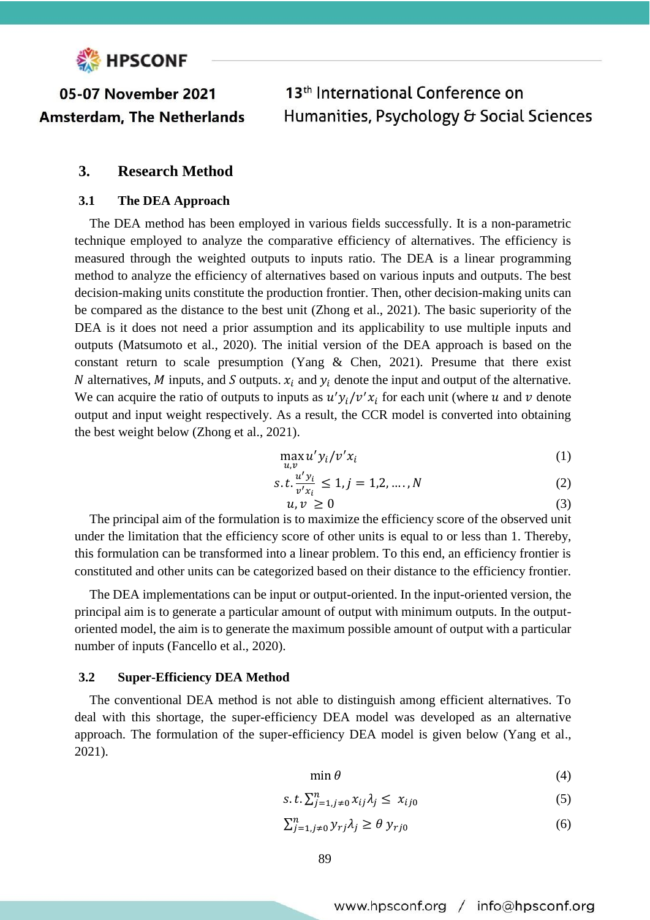## 3. Research Method

### 3.1 The DEA Approach

The DEA method has been employed in various fields successfully. It is a non-parametric technique employed to analyze the comparative efficiency of alternatives. The efficiency is measured through the weighted outputs to inputs ratio. The DEA is a linear programming method to analyze the efficiency of alternatives based on various inputs and outputs. The best decision-making units constitute the production frontier. Then, other decision-making units can be compared as the distance to the best unit (Zhong et al., 2021). The basic superiority of the DEA is it does not need a prior assumption and its applicability to use multiple inputs and outputs (Matsumoto et al., 2020). The initial version of the DEA approach is based on the constant return to scale presumption (Yang & Chen, 2021). Presume that there exist $N$ alternatives, $M$ inputs, and $S$ outputs. $x_i$ and $y_i$ denote the input and output of the alternative. We can acquire the ratio of outputs to inputs as $u'y_i/v'x_i$ for each unit (where $u$ and $v$ denote output and input weight respectively. As a result, the CCR model is converted into obtaining the best weight below (Zhong et al., 2021).

$$\max_{u,v} u'y_i/v'x_i \tag{1}$$

$$s.t. \frac{u'y_i}{v'x_i} \leq 1, j = 1,2, \ldots., N \tag{2}$$

$$u, v \geq 0 \tag{3}$$

The principal aim of the formulation is to maximize the efficiency score of the observed unit under the limitation that the efficiency score of other units is equal to or less than 1. Thereby, this formulation can be transformed into a linear problem. To this end, an efficiency frontier is constituted and other units can be categorized based on their distance to the efficiency frontier.

The DEA implementations can be input or output-oriented. In the input-oriented version, the principal aim is to generate a particular amount of output with minimum outputs. In the output-oriented model, the aim is to generate the maximum possible amount of output with a particular number of inputs (Fancello et al., 2020).

### 3.2 Super-Efficiency DEA Method

The conventional DEA method is not able to distinguish among efficient alternatives. To deal with this shortage, the super-efficiency DEA model was developed as an alternative approach. The formulation of the super-efficiency DEA model is given below (Yang et al., 2021).

$$\min \theta \tag{4}$$

$$s.t. \sum_{j=1, j\neq 0}^{n} x_{ij}\lambda_j \leq x_{ij0} \tag{5}$$

$$\sum_{j=1, j\neq 0}^{n} y_{rj}\lambda_j \geq \theta\, y_{rj0} \tag{6}$$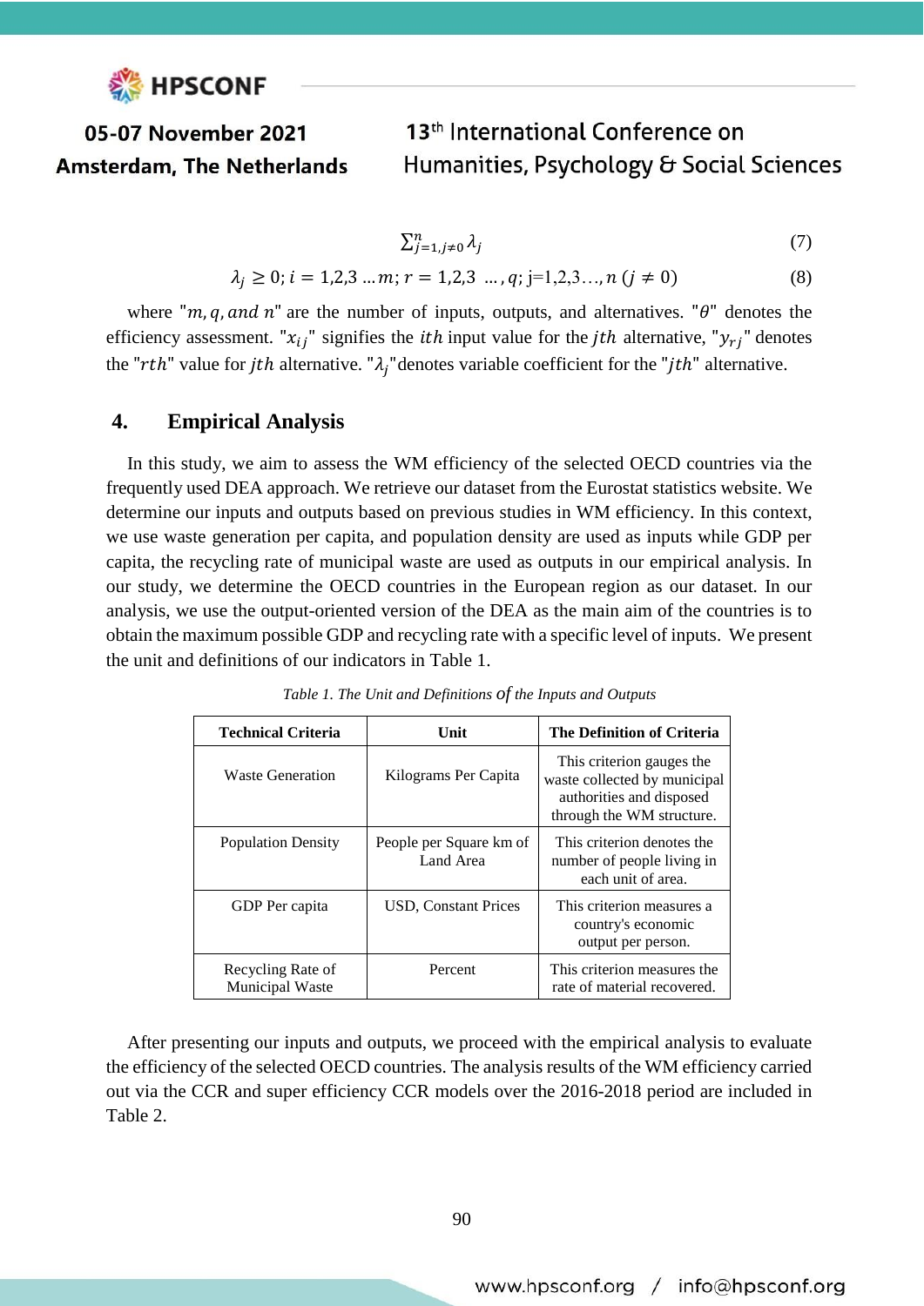$$\sum_{j=1, j\neq 0}^{n} \lambda_j \tag{7}$$

$$\lambda_j \geq 0; i = 1,2,3 \ldots m; r = 1,2,3 \ \ldots, q; \text{j=1,2,3}\ldots, n \ (j \neq 0) \tag{8}$$

where "$m, q, and\ n$" are the number of inputs, outputs, and alternatives. "$\theta$" denotes the efficiency assessment. "$x_{ij}$" signifies the $ith$ input value for the $jth$ alternative, "$y_{rj}$" denotes the "$rth$" value for $jth$ alternative. "$\lambda_j$"denotes variable coefficient for the "$jth$" alternative.

## 4. Empirical Analysis

In this study, we aim to assess the WM efficiency of the selected OECD countries via the frequently used DEA approach. We retrieve our dataset from the Eurostat statistics website. We determine our inputs and outputs based on previous studies in WM efficiency. In this context, we use waste generation per capita, and population density are used as inputs while GDP per capita, the recycling rate of municipal waste are used as outputs in our empirical analysis. In our study, we determine the OECD countries in the European region as our dataset. In our analysis, we use the output-oriented version of the DEA as the main aim of the countries is to obtain the maximum possible GDP and recycling rate with a specific level of inputs. We present the unit and definitions of our indicators in Table 1.

*Table 1. The Unit and Definitions of the Inputs and Outputs*

| Technical Criteria | Unit | The Definition of Criteria |
|---|---|---|
| Waste Generation | Kilograms Per Capita | This criterion gauges the waste collected by municipal authorities and disposed through the WM structure. |
| Population Density | People per Square km of Land Area | This criterion denotes the number of people living in each unit of area. |
| GDP Per capita | USD, Constant Prices | This criterion measures a country's economic output per person. |
| Recycling Rate of Municipal Waste | Percent | This criterion measures the rate of material recovered. |

After presenting our inputs and outputs, we proceed with the empirical analysis to evaluate the efficiency of the selected OECD countries. The analysis results of the WM efficiency carried out via the CCR and super efficiency CCR models over the 2016-2018 period are included in Table 2.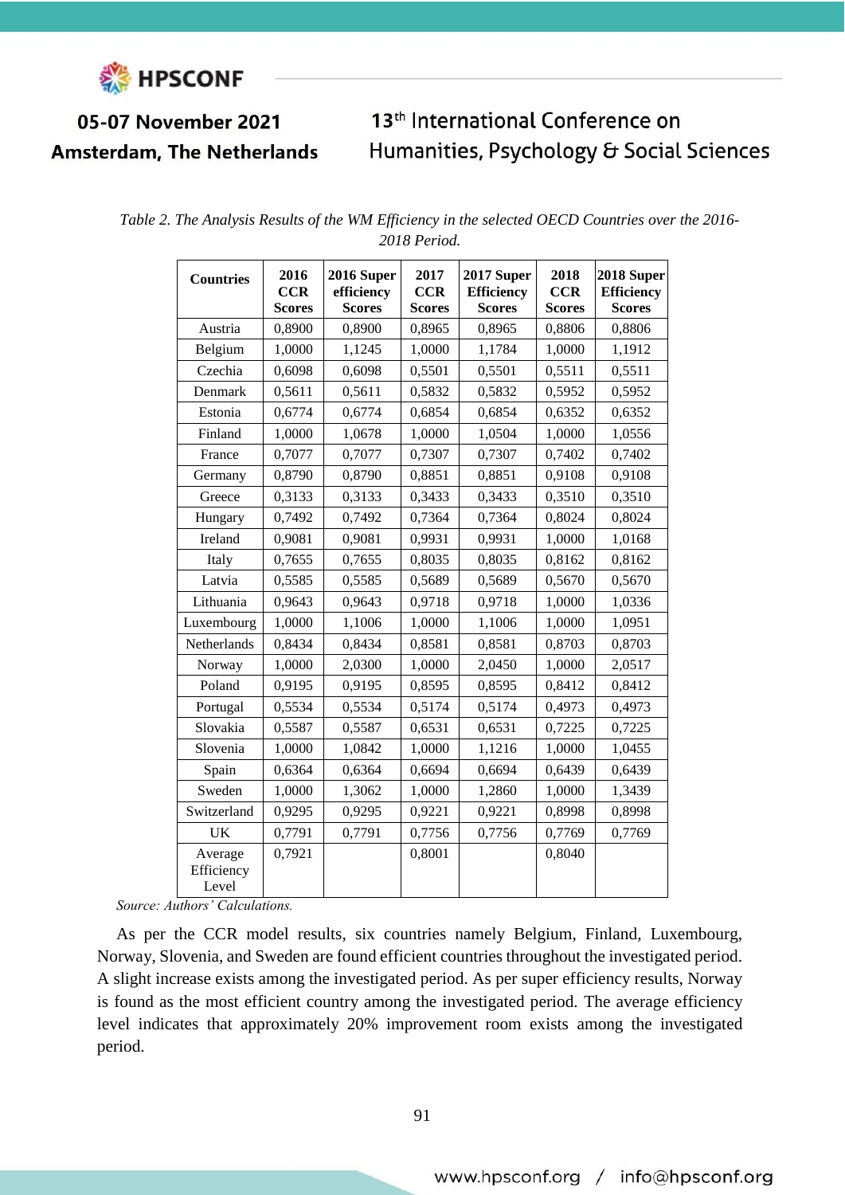*Table 2. The Analysis Results of the WM Efficiency in the selected OECD Countries over the 2016-2018 Period.*

| Countries | 2016 CCR Scores | 2016 Super efficiency Scores | 2017 CCR Scores | 2017 Super Efficiency Scores | 2018 CCR Scores | 2018 Super Efficiency Scores |
|---|---|---|---|---|---|---|
| Austria | 0,8900 | 0,8900 | 0,8965 | 0,8965 | 0,8806 | 0,8806 |
| Belgium | 1,0000 | 1,1245 | 1,0000 | 1,1784 | 1,0000 | 1,1912 |
| Czechia | 0,6098 | 0,6098 | 0,5501 | 0,5501 | 0,5511 | 0,5511 |
| Denmark | 0,5611 | 0,5611 | 0,5832 | 0,5832 | 0,5952 | 0,5952 |
| Estonia | 0,6774 | 0,6774 | 0,6854 | 0,6854 | 0,6352 | 0,6352 |
| Finland | 1,0000 | 1,0678 | 1,0000 | 1,0504 | 1,0000 | 1,0556 |
| France | 0,7077 | 0,7077 | 0,7307 | 0,7307 | 0,7402 | 0,7402 |
| Germany | 0,8790 | 0,8790 | 0,8851 | 0,8851 | 0,9108 | 0,9108 |
| Greece | 0,3133 | 0,3133 | 0,3433 | 0,3433 | 0,3510 | 0,3510 |
| Hungary | 0,7492 | 0,7492 | 0,7364 | 0,7364 | 0,8024 | 0,8024 |
| Ireland | 0,9081 | 0,9081 | 0,9931 | 0,9931 | 1,0000 | 1,0168 |
| Italy | 0,7655 | 0,7655 | 0,8035 | 0,8035 | 0,8162 | 0,8162 |
| Latvia | 0,5585 | 0,5585 | 0,5689 | 0,5689 | 0,5670 | 0,5670 |
| Lithuania | 0,9643 | 0,9643 | 0,9718 | 0,9718 | 1,0000 | 1,0336 |
| Luxembourg | 1,0000 | 1,1006 | 1,0000 | 1,1006 | 1,0000 | 1,0951 |
| Netherlands | 0,8434 | 0,8434 | 0,8581 | 0,8581 | 0,8703 | 0,8703 |
| Norway | 1,0000 | 2,0300 | 1,0000 | 2,0450 | 1,0000 | 2,0517 |
| Poland | 0,9195 | 0,9195 | 0,8595 | 0,8595 | 0,8412 | 0,8412 |
| Portugal | 0,5534 | 0,5534 | 0,5174 | 0,5174 | 0,4973 | 0,4973 |
| Slovakia | 0,5587 | 0,5587 | 0,6531 | 0,6531 | 0,7225 | 0,7225 |
| Slovenia | 1,0000 | 1,0842 | 1,0000 | 1,1216 | 1,0000 | 1,0455 |
| Spain | 0,6364 | 0,6364 | 0,6694 | 0,6694 | 0,6439 | 0,6439 |
| Sweden | 1,0000 | 1,3062 | 1,0000 | 1,2860 | 1,0000 | 1,3439 |
| Switzerland | 0,9295 | 0,9295 | 0,9221 | 0,9221 | 0,8998 | 0,8998 |
| UK | 0,7791 | 0,7791 | 0,7756 | 0,7756 | 0,7769 | 0,7769 |
| Average Efficiency Level | 0,7921 | | 0,8001 | | 0,8040 | |

*Source: Authors' Calculations.*

As per the CCR model results, six countries namely Belgium, Finland, Luxembourg, Norway, Slovenia, and Sweden are found efficient countries throughout the investigated period. A slight increase exists among the investigated period. As per super efficiency results, Norway is found as the most efficient country among the investigated period. The average efficiency level indicates that approximately 20% improvement room exists among the investigated period.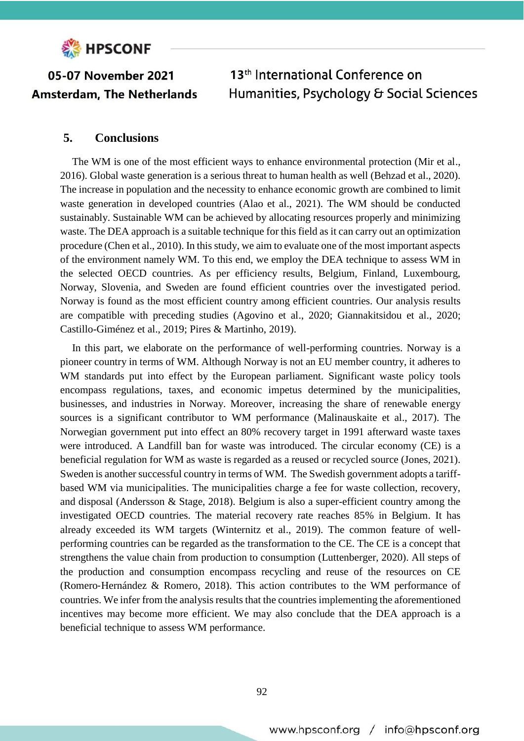## 5. Conclusions

The WM is one of the most efficient ways to enhance environmental protection (Mir et al., 2016). Global waste generation is a serious threat to human health as well (Behzad et al., 2020). The increase in population and the necessity to enhance economic growth are combined to limit waste generation in developed countries (Alao et al., 2021). The WM should be conducted sustainably. Sustainable WM can be achieved by allocating resources properly and minimizing waste. The DEA approach is a suitable technique for this field as it can carry out an optimization procedure (Chen et al., 2010). In this study, we aim to evaluate one of the most important aspects of the environment namely WM. To this end, we employ the DEA technique to assess WM in the selected OECD countries. As per efficiency results, Belgium, Finland, Luxembourg, Norway, Slovenia, and Sweden are found efficient countries over the investigated period. Norway is found as the most efficient country among efficient countries. Our analysis results are compatible with preceding studies (Agovino et al., 2020; Giannakitsidou et al., 2020; Castillo-Giménez et al., 2019; Pires & Martinho, 2019).

In this part, we elaborate on the performance of well-performing countries. Norway is a pioneer country in terms of WM. Although Norway is not an EU member country, it adheres to WM standards put into effect by the European parliament. Significant waste policy tools encompass regulations, taxes, and economic impetus determined by the municipalities, businesses, and industries in Norway. Moreover, increasing the share of renewable energy sources is a significant contributor to WM performance (Malinauskaite et al., 2017). The Norwegian government put into effect an 80% recovery target in 1991 afterward waste taxes were introduced. A Landfill ban for waste was introduced. The circular economy (CE) is a beneficial regulation for WM as waste is regarded as a reused or recycled source (Jones, 2021). Sweden is another successful country in terms of WM. The Swedish government adopts a tariff-based WM via municipalities. The municipalities charge a fee for waste collection, recovery, and disposal (Andersson & Stage, 2018). Belgium is also a super-efficient country among the investigated OECD countries. The material recovery rate reaches 85% in Belgium. It has already exceeded its WM targets (Winternitz et al., 2019). The common feature of well-performing countries can be regarded as the transformation to the CE. The CE is a concept that strengthens the value chain from production to consumption (Luttenberger, 2020). All steps of the production and consumption encompass recycling and reuse of the resources on CE (Romero-Hernández & Romero, 2018). This action contributes to the WM performance of countries. We infer from the analysis results that the countries implementing the aforementioned incentives may become more efficient. We may also conclude that the DEA approach is a beneficial technique to assess WM performance.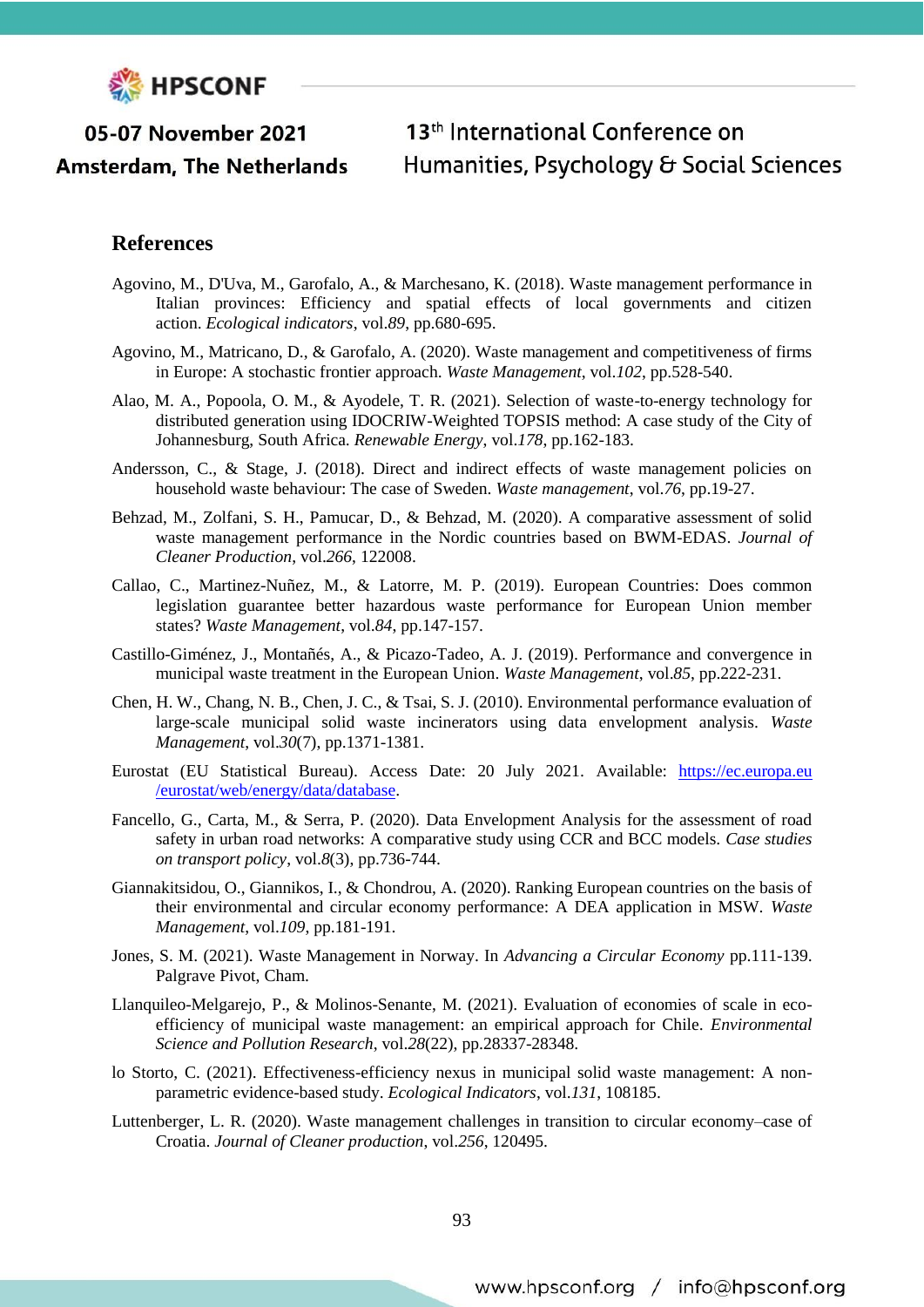## References

Agovino, M., D'Uva, M., Garofalo, A., & Marchesano, K. (2018). Waste management performance in Italian provinces: Efficiency and spatial effects of local governments and citizen action. *Ecological indicators*, vol.*89*, pp.680-695.

Agovino, M., Matricano, D., & Garofalo, A. (2020). Waste management and competitiveness of firms in Europe: A stochastic frontier approach. *Waste Management*, vol.*102*, pp.528-540.

Alao, M. A., Popoola, O. M., & Ayodele, T. R. (2021). Selection of waste-to-energy technology for distributed generation using IDOCRIW-Weighted TOPSIS method: A case study of the City of Johannesburg, South Africa. *Renewable Energy*, vol.*178*, pp.162-183.

Andersson, C., & Stage, J. (2018). Direct and indirect effects of waste management policies on household waste behaviour: The case of Sweden. *Waste management*, vol.*76*, pp.19-27.

Behzad, M., Zolfani, S. H., Pamucar, D., & Behzad, M. (2020). A comparative assessment of solid waste management performance in the Nordic countries based on BWM-EDAS. *Journal of Cleaner Production*, vol.*266*, 122008.

Callao, C., Martinez-Nuñez, M., & Latorre, M. P. (2019). European Countries: Does common legislation guarantee better hazardous waste performance for European Union member states? *Waste Management*, vol.*84*, pp.147-157.

Castillo-Giménez, J., Montañés, A., & Picazo-Tadeo, A. J. (2019). Performance and convergence in municipal waste treatment in the European Union. *Waste Management*, vol.*85*, pp.222-231.

Chen, H. W., Chang, N. B., Chen, J. C., & Tsai, S. J. (2010). Environmental performance evaluation of large-scale municipal solid waste incinerators using data envelopment analysis. *Waste Management*, vol.*30*(7), pp.1371-1381.

Eurostat (EU Statistical Bureau). Access Date: 20 July 2021. Available: [https://ec.europa.eu/eurostat/web/energy/data/database](https://ec.europa.eu/eurostat/web/energy/data/database).

Fancello, G., Carta, M., & Serra, P. (2020). Data Envelopment Analysis for the assessment of road safety in urban road networks: A comparative study using CCR and BCC models. *Case studies on transport policy*, vol.*8*(3), pp.736-744.

Giannakitsidou, O., Giannikos, I., & Chondrou, A. (2020). Ranking European countries on the basis of their environmental and circular economy performance: A DEA application in MSW. *Waste Management*, vol.*109*, pp.181-191.

Jones, S. M. (2021). Waste Management in Norway. In *Advancing a Circular Economy* pp.111-139. Palgrave Pivot, Cham.

Llanquileo-Melgarejo, P., & Molinos-Senante, M. (2021). Evaluation of economies of scale in eco-efficiency of municipal waste management: an empirical approach for Chile. *Environmental Science and Pollution Research*, vol.*28*(22), pp.28337-28348.

lo Storto, C. (2021). Effectiveness-efficiency nexus in municipal solid waste management: A non-parametric evidence-based study. *Ecological Indicators*, vol.*131*, 108185.

Luttenberger, L. R. (2020). Waste management challenges in transition to circular economy–case of Croatia. *Journal of Cleaner production*, vol.*256*, 120495.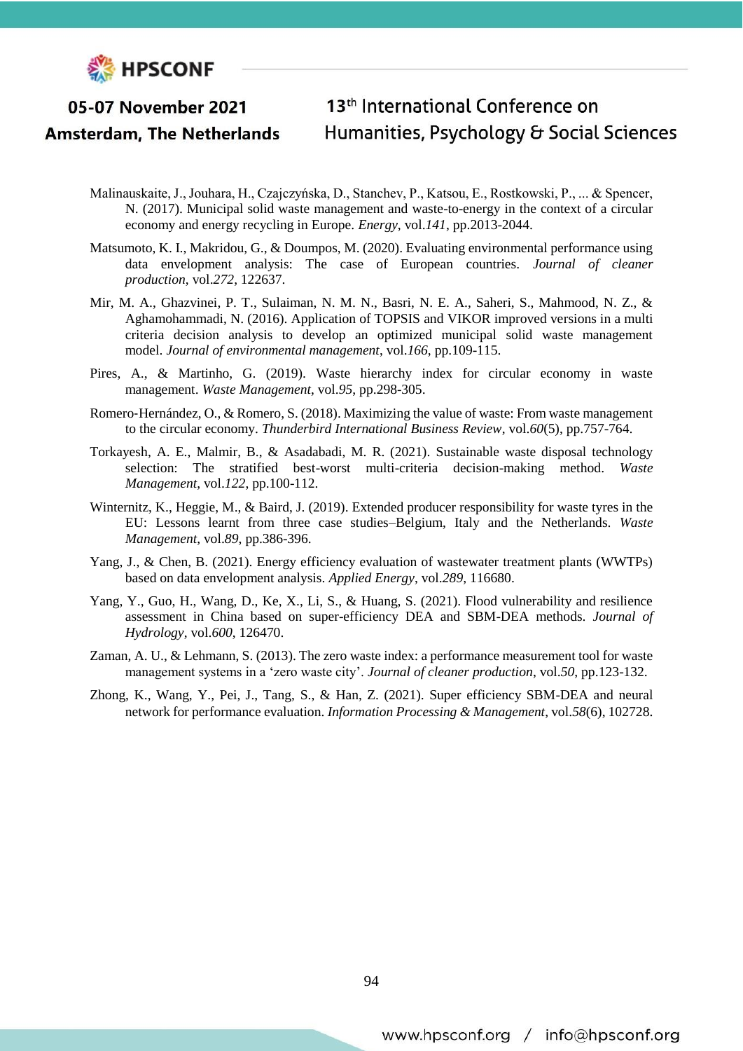Malinauskaite, J., Jouhara, H., Czajczyńska, D., Stanchev, P., Katsou, E., Rostkowski, P., ... & Spencer, N. (2017). Municipal solid waste management and waste-to-energy in the context of a circular economy and energy recycling in Europe. *Energy*, vol.*141*, pp.2013-2044.

Matsumoto, K. I., Makridou, G., & Doumpos, M. (2020). Evaluating environmental performance using data envelopment analysis: The case of European countries. *Journal of cleaner production*, vol.*272*, 122637.

Mir, M. A., Ghazvinei, P. T., Sulaiman, N. M. N., Basri, N. E. A., Saheri, S., Mahmood, N. Z., & Aghamohammadi, N. (2016). Application of TOPSIS and VIKOR improved versions in a multi criteria decision analysis to develop an optimized municipal solid waste management model. *Journal of environmental management*, vol.*166*, pp.109-115.

Pires, A., & Martinho, G. (2019). Waste hierarchy index for circular economy in waste management. *Waste Management*, vol.*95*, pp.298-305.

Romero‐Hernández, O., & Romero, S. (2018). Maximizing the value of waste: From waste management to the circular economy. *Thunderbird International Business Review*, vol.*60*(5), pp.757-764.

Torkayesh, A. E., Malmir, B., & Asadabadi, M. R. (2021). Sustainable waste disposal technology selection: The stratified best-worst multi-criteria decision-making method. *Waste Management*, vol.*122*, pp.100-112.

Winternitz, K., Heggie, M., & Baird, J. (2019). Extended producer responsibility for waste tyres in the EU: Lessons learnt from three case studies–Belgium, Italy and the Netherlands. *Waste Management*, vol.*89*, pp.386-396.

Yang, J., & Chen, B. (2021). Energy efficiency evaluation of wastewater treatment plants (WWTPs) based on data envelopment analysis. *Applied Energy*, vol.*289*, 116680.

Yang, Y., Guo, H., Wang, D., Ke, X., Li, S., & Huang, S. (2021). Flood vulnerability and resilience assessment in China based on super-efficiency DEA and SBM-DEA methods. *Journal of Hydrology*, vol.*600*, 126470.

Zaman, A. U., & Lehmann, S. (2013). The zero waste index: a performance measurement tool for waste management systems in a 'zero waste city'. *Journal of cleaner production*, vol.*50*, pp.123-132.

Zhong, K., Wang, Y., Pei, J., Tang, S., & Han, Z. (2021). Super efficiency SBM-DEA and neural network for performance evaluation. *Information Processing & Management*, vol.*58*(6), 102728.